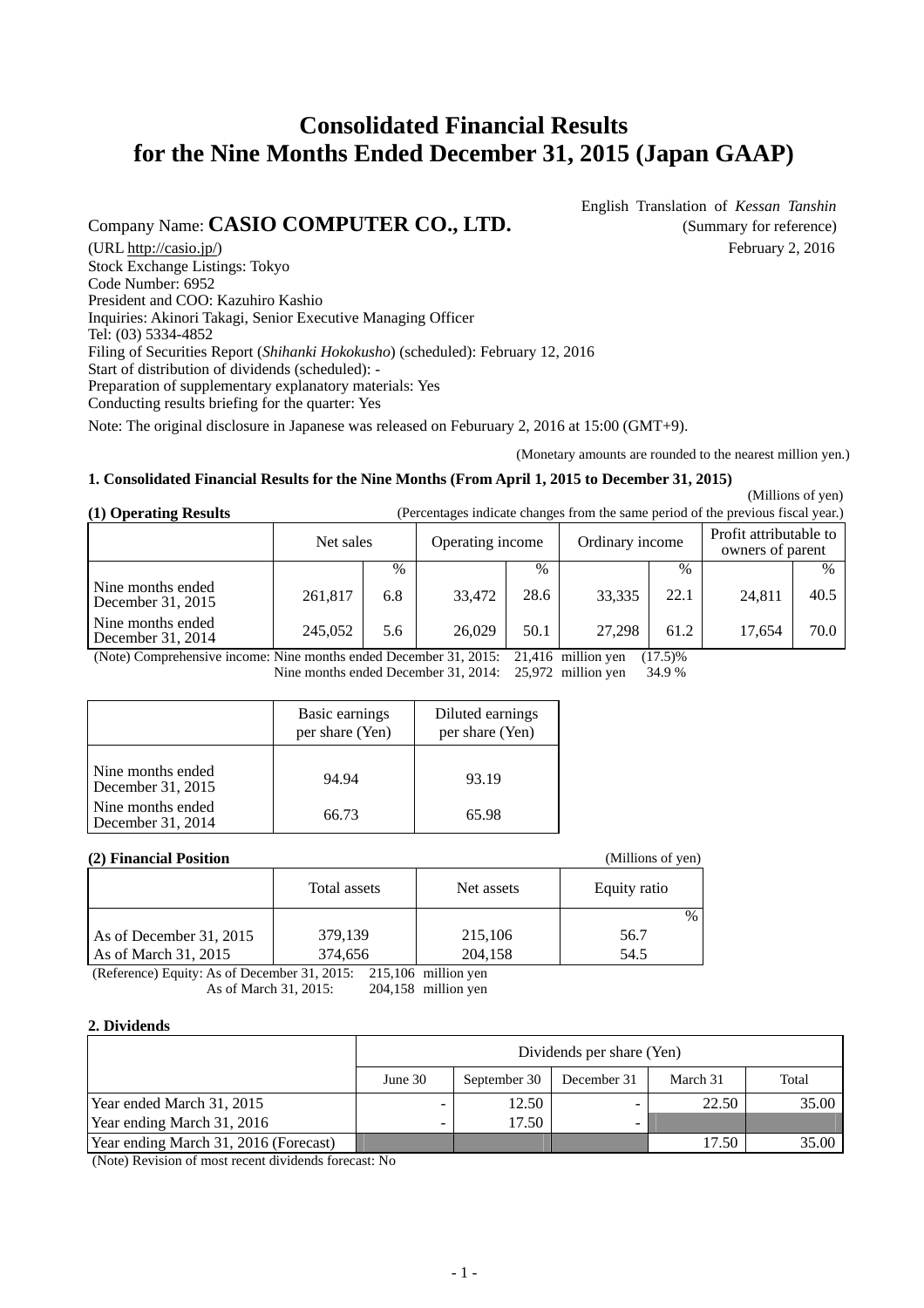# Consolidated Financial Results for the Nine Months Ended December 31, 2015 (Japan GAAP)

English Translation of *Kessan Tanshin*
(Summary for reference)
February 2, 2016

Company Name: **CASIO COMPUTER CO., LTD.**
(URL http://casio.jp/)
Stock Exchange Listings: Tokyo
Code Number: 6952
President and COO: Kazuhiro Kashio
Inquiries: Akinori Takagi, Senior Executive Managing Officer
Tel: (03) 5334-4852
Filing of Securities Report (*Shihanki Hokokusho*) (scheduled): February 12, 2016
Start of distribution of dividends (scheduled): -
Preparation of supplementary explanatory materials: Yes
Conducting results briefing for the quarter: Yes

Note: The original disclosure in Japanese was released on Feburuary 2, 2016 at 15:00 (GMT+9).

(Monetary amounts are rounded to the nearest million yen.)

### 1. Consolidated Financial Results for the Nine Months (From April 1, 2015 to December 31, 2015)

(Millions of yen)

**(1) Operating Results** (Percentages indicate changes from the same period of the previous fiscal year.)

| | Net sales | | Operating income | | Ordinary income | | Profit attributable to owners of parent | |
|---|---|---|---|---|---|---|---|---|
| | | % | | % | | % | | % |
| Nine months ended December 31, 2015 | 261,817 | 6.8 | 33,472 | 28.6 | 33,335 | 22.1 | 24,811 | 40.5 |
| Nine months ended December 31, 2014 | 245,052 | 5.6 | 26,029 | 50.1 | 27,298 | 61.2 | 17,654 | 70.0 |

(Note) Comprehensive income: Nine months ended December 31, 2015: 21,416 million yen (17.5)%
Nine months ended December 31, 2014: 25,972 million yen 34.9 %

| | Basic earnings per share (Yen) | Diluted earnings per share (Yen) |
|---|---|---|
| Nine months ended December 31, 2015 | 94.94 | 93.19 |
| Nine months ended December 31, 2014 | 66.73 | 65.98 |

**(2) Financial Position** (Millions of yen)

| | Total assets | Net assets | Equity ratio |
|---|---|---|---|
| | | | % |
| As of December 31, 2015 | 379,139 | 215,106 | 56.7 |
| As of March 31, 2015 | 374,656 | 204,158 | 54.5 |

(Reference) Equity: As of December 31, 2015: 215,106 million yen
As of March 31, 2015: 204,158 million yen

### 2. Dividends

| | Dividends per share (Yen) | | | | |
|---|---|---|---|---|---|
| | June 30 | September 30 | December 31 | March 31 | Total |
| Year ended March 31, 2015 | - | 12.50 | - | 22.50 | 35.00 |
| Year ending March 31, 2016 | - | 17.50 | - | | |
| Year ending March 31, 2016 (Forecast) | | | | 17.50 | 35.00 |

(Note) Revision of most recent dividends forecast: No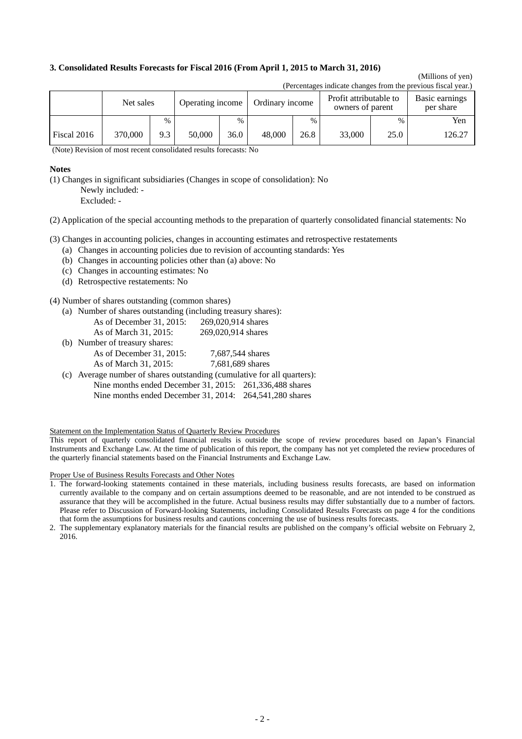### 3. Consolidated Results Forecasts for Fiscal 2016 (From April 1, 2015 to March 31, 2016)

(Millions of yen)

(Percentages indicate changes from the previous fiscal year.)

| | Net sales | | Operating income | | Ordinary income | | Profit attributable to owners of parent | | Basic earnings per share |
|---|---|---|---|---|---|---|---|---|---|
| | | % | | % | | % | | % | Yen |
| Fiscal 2016 | 370,000 | 9.3 | 50,000 | 36.0 | 48,000 | 26.8 | 33,000 | 25.0 | 126.27 |

(Note) Revision of most recent consolidated results forecasts: No

**Notes**

(1) Changes in significant subsidiaries (Changes in scope of consolidation): No
  Newly included: -
  Excluded: -

(2) Application of the special accounting methods to the preparation of quarterly consolidated financial statements: No

(3) Changes in accounting policies, changes in accounting estimates and retrospective restatements
- (a) Changes in accounting policies due to revision of accounting standards: Yes
- (b) Changes in accounting policies other than (a) above: No
- (c) Changes in accounting estimates: No
- (d) Retrospective restatements: No

(4) Number of shares outstanding (common shares)
- (a) Number of shares outstanding (including treasury shares):
  - As of December 31, 2015: 269,020,914 shares
  - As of March 31, 2015: 269,020,914 shares
- (b) Number of treasury shares:
  - As of December 31, 2015: 7,687,544 shares
  - As of March 31, 2015: 7,681,689 shares
- (c) Average number of shares outstanding (cumulative for all quarters):
  - Nine months ended December 31, 2015: 261,336,488 shares
  - Nine months ended December 31, 2014: 264,541,280 shares

Statement on the Implementation Status of Quarterly Review Procedures

This report of quarterly consolidated financial results is outside the scope of review procedures based on Japan's Financial Instruments and Exchange Law. At the time of publication of this report, the company has not yet completed the review procedures of the quarterly financial statements based on the Financial Instruments and Exchange Law.

Proper Use of Business Results Forecasts and Other Notes

1. The forward-looking statements contained in these materials, including business results forecasts, are based on information currently available to the company and on certain assumptions deemed to be reasonable, and are not intended to be construed as assurance that they will be accomplished in the future. Actual business results may differ substantially due to a number of factors. Please refer to Discussion of Forward-looking Statements, including Consolidated Results Forecasts on page 4 for the conditions that form the assumptions for business results and cautions concerning the use of business results forecasts.
2. The supplementary explanatory materials for the financial results are published on the company's official website on February 2, 2016.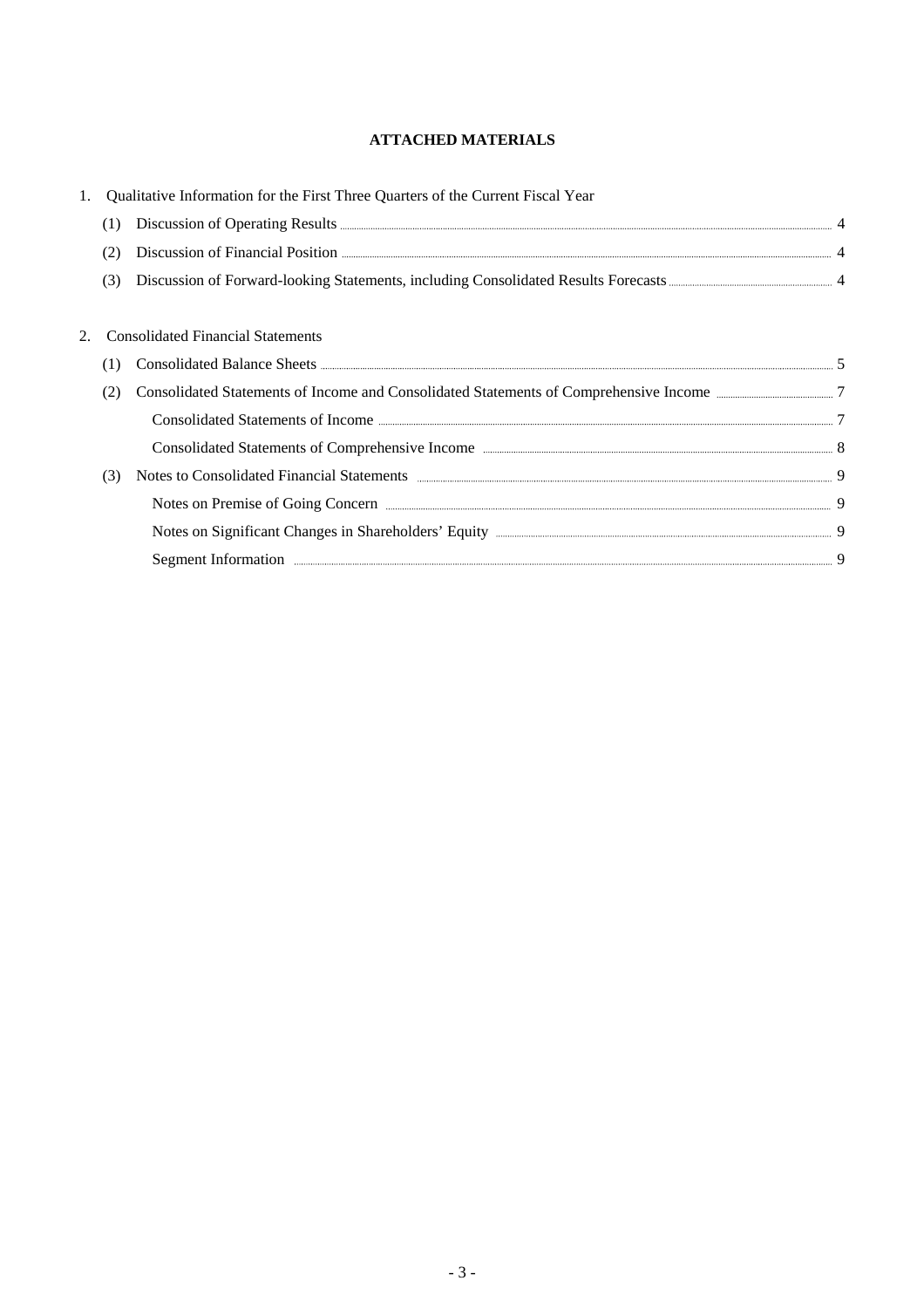# ATTACHED MATERIALS

1. Qualitative Information for the First Three Quarters of the Current Fiscal Year
   - (1) Discussion of Operating Results ..... 4
   - (2) Discussion of Financial Position ..... 4
   - (3) Discussion of Forward-looking Statements, including Consolidated Results Forecasts ..... 4

2. Consolidated Financial Statements
   - (1) Consolidated Balance Sheets ..... 5
   - (2) Consolidated Statements of Income and Consolidated Statements of Comprehensive Income ..... 7
     - Consolidated Statements of Income ..... 7
     - Consolidated Statements of Comprehensive Income ..... 8
   - (3) Notes to Consolidated Financial Statements ..... 9
     - Notes on Premise of Going Concern ..... 9
     - Notes on Significant Changes in Shareholders' Equity ..... 9
     - Segment Information ..... 9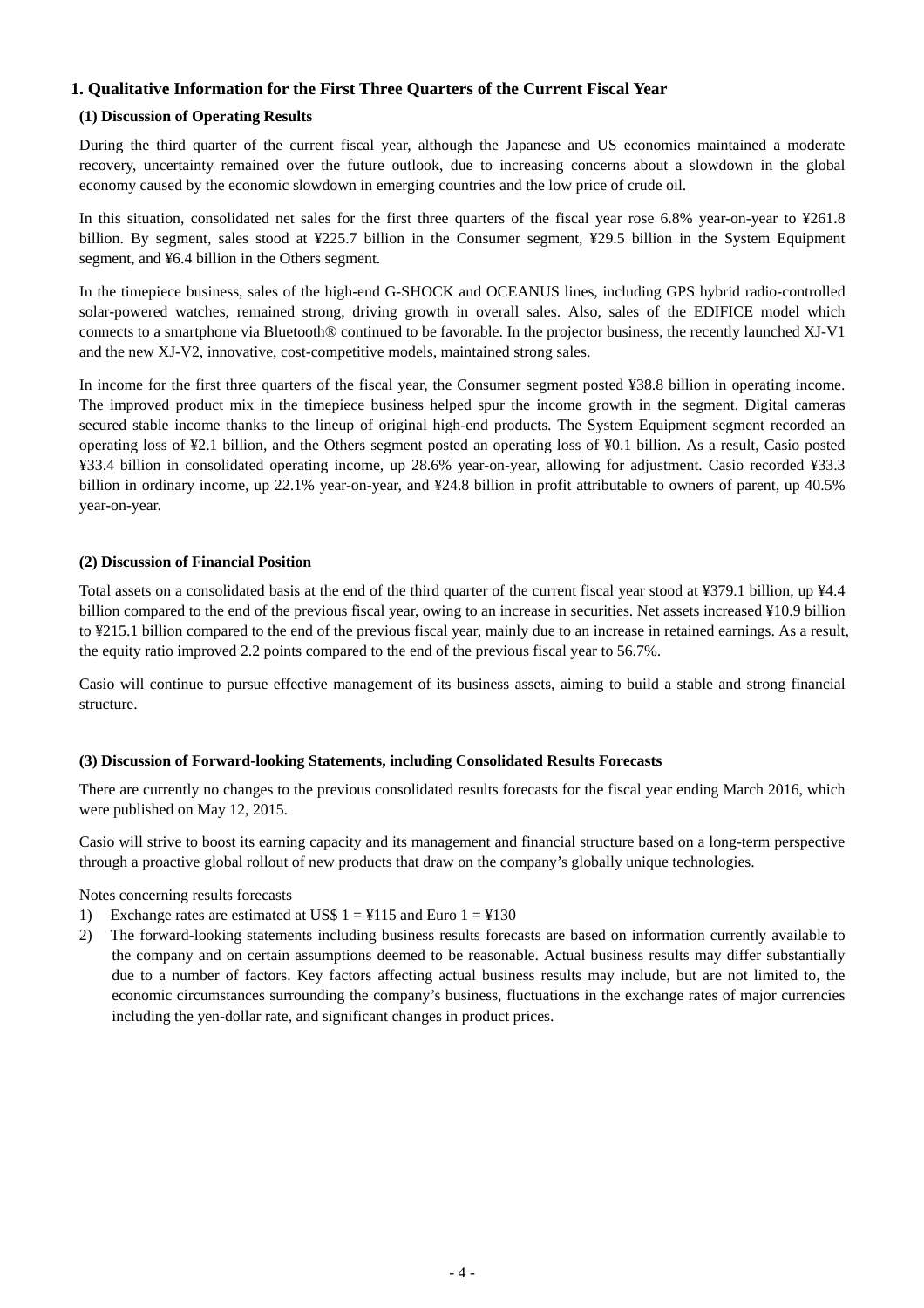## 1. Qualitative Information for the First Three Quarters of the Current Fiscal Year

### (1) Discussion of Operating Results

During the third quarter of the current fiscal year, although the Japanese and US economies maintained a moderate recovery, uncertainty remained over the future outlook, due to increasing concerns about a slowdown in the global economy caused by the economic slowdown in emerging countries and the low price of crude oil.

In this situation, consolidated net sales for the first three quarters of the fiscal year rose 6.8% year-on-year to ¥261.8 billion. By segment, sales stood at ¥225.7 billion in the Consumer segment, ¥29.5 billion in the System Equipment segment, and ¥6.4 billion in the Others segment.

In the timepiece business, sales of the high-end G-SHOCK and OCEANUS lines, including GPS hybrid radio-controlled solar-powered watches, remained strong, driving growth in overall sales. Also, sales of the EDIFICE model which connects to a smartphone via Bluetooth® continued to be favorable. In the projector business, the recently launched XJ-V1 and the new XJ-V2, innovative, cost-competitive models, maintained strong sales.

In income for the first three quarters of the fiscal year, the Consumer segment posted ¥38.8 billion in operating income. The improved product mix in the timepiece business helped spur the income growth in the segment. Digital cameras secured stable income thanks to the lineup of original high-end products. The System Equipment segment recorded an operating loss of ¥2.1 billion, and the Others segment posted an operating loss of ¥0.1 billion. As a result, Casio posted ¥33.4 billion in consolidated operating income, up 28.6% year-on-year, allowing for adjustment. Casio recorded ¥33.3 billion in ordinary income, up 22.1% year-on-year, and ¥24.8 billion in profit attributable to owners of parent, up 40.5% year-on-year.

### (2) Discussion of Financial Position

Total assets on a consolidated basis at the end of the third quarter of the current fiscal year stood at ¥379.1 billion, up ¥4.4 billion compared to the end of the previous fiscal year, owing to an increase in securities. Net assets increased ¥10.9 billion to ¥215.1 billion compared to the end of the previous fiscal year, mainly due to an increase in retained earnings. As a result, the equity ratio improved 2.2 points compared to the end of the previous fiscal year to 56.7%.

Casio will continue to pursue effective management of its business assets, aiming to build a stable and strong financial structure.

### (3) Discussion of Forward-looking Statements, including Consolidated Results Forecasts

There are currently no changes to the previous consolidated results forecasts for the fiscal year ending March 2016, which were published on May 12, 2015.

Casio will strive to boost its earning capacity and its management and financial structure based on a long-term perspective through a proactive global rollout of new products that draw on the company's globally unique technologies.

Notes concerning results forecasts

1) Exchange rates are estimated at US$ 1 = ¥115 and Euro 1 = ¥130
2) The forward-looking statements including business results forecasts are based on information currently available to the company and on certain assumptions deemed to be reasonable. Actual business results may differ substantially due to a number of factors. Key factors affecting actual business results may include, but are not limited to, the economic circumstances surrounding the company's business, fluctuations in the exchange rates of major currencies including the yen-dollar rate, and significant changes in product prices.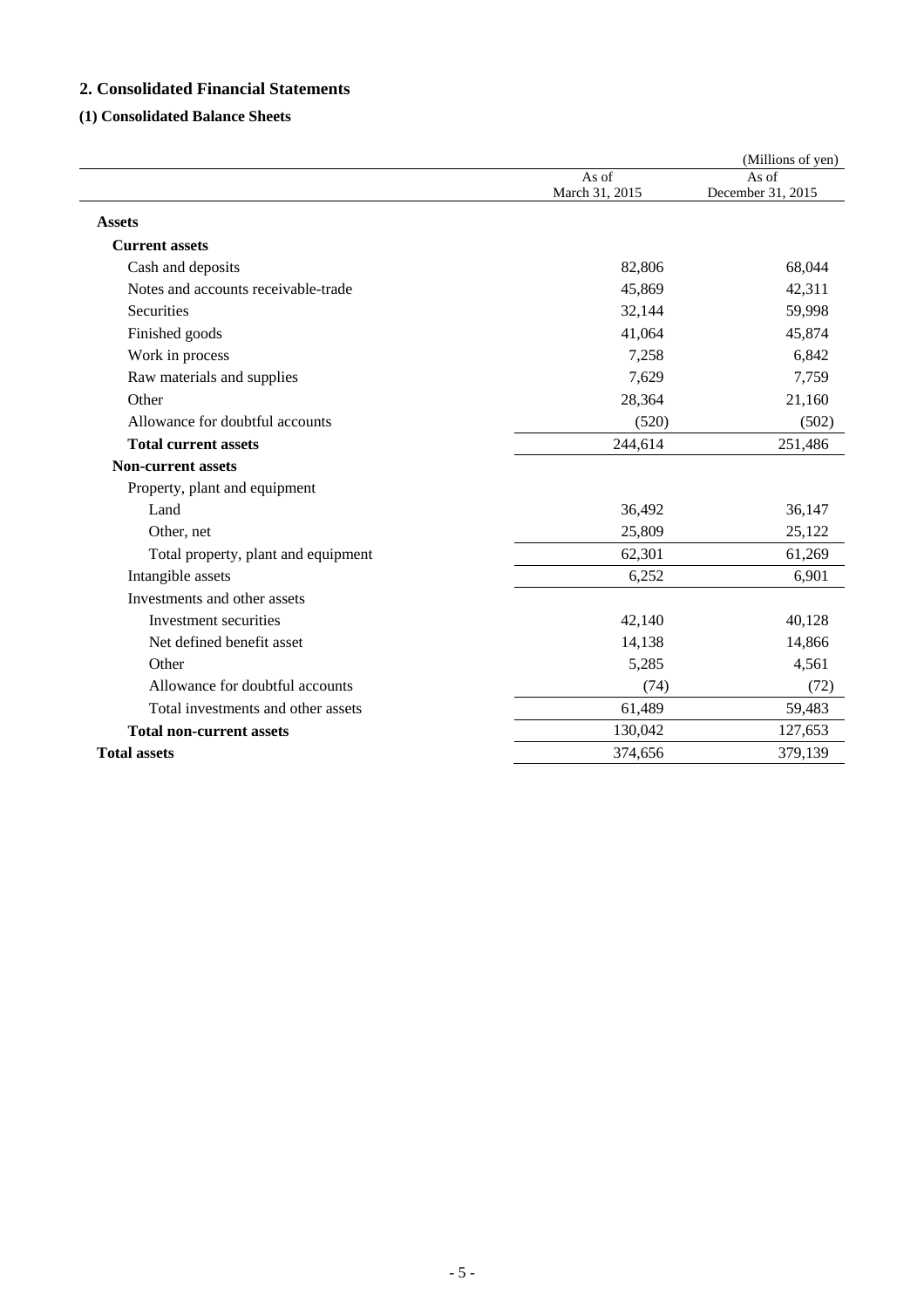## 2. Consolidated Financial Statements

### (1) Consolidated Balance Sheets

(Millions of yen)

| | As of March 31, 2015 | As of December 31, 2015 |
|---|---|---|
| **Assets** | | |
| **Current assets** | | |
| Cash and deposits | 82,806 | 68,044 |
| Notes and accounts receivable-trade | 45,869 | 42,311 |
| Securities | 32,144 | 59,998 |
| Finished goods | 41,064 | 45,874 |
| Work in process | 7,258 | 6,842 |
| Raw materials and supplies | 7,629 | 7,759 |
| Other | 28,364 | 21,160 |
| Allowance for doubtful accounts | (520) | (502) |
| **Total current assets** | 244,614 | 251,486 |
| **Non-current assets** | | |
| Property, plant and equipment | | |
| Land | 36,492 | 36,147 |
| Other, net | 25,809 | 25,122 |
| Total property, plant and equipment | 62,301 | 61,269 |
| Intangible assets | 6,252 | 6,901 |
| Investments and other assets | | |
| Investment securities | 42,140 | 40,128 |
| Net defined benefit asset | 14,138 | 14,866 |
| Other | 5,285 | 4,561 |
| Allowance for doubtful accounts | (74) | (72) |
| Total investments and other assets | 61,489 | 59,483 |
| **Total non-current assets** | 130,042 | 127,653 |
| **Total assets** | 374,656 | 379,139 |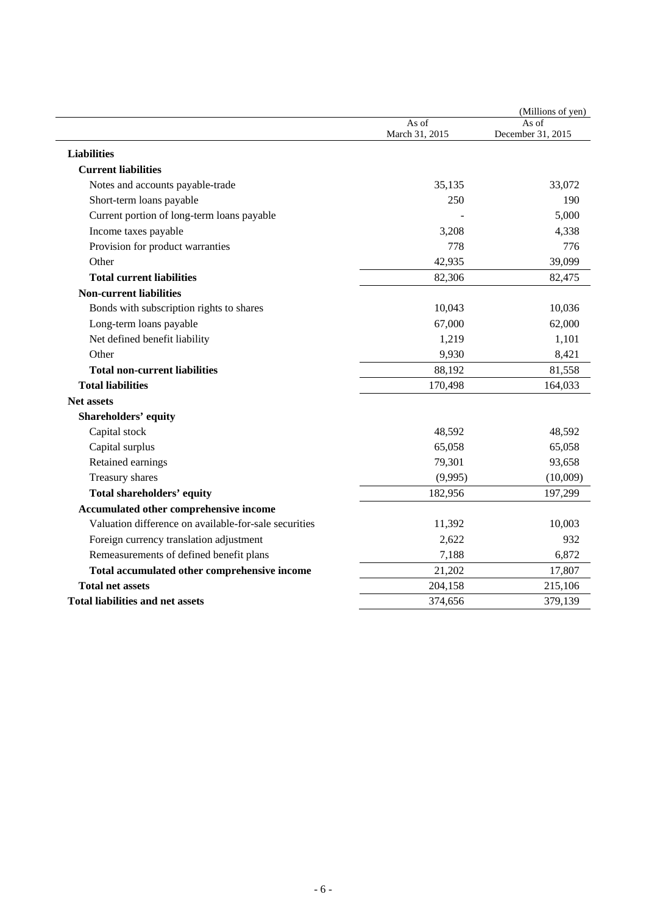(Millions of yen)

| | As of March 31, 2015 | As of December 31, 2015 |
|---|---|---|
| **Liabilities** | | |
| **Current liabilities** | | |
| Notes and accounts payable-trade | 35,135 | 33,072 |
| Short-term loans payable | 250 | 190 |
| Current portion of long-term loans payable | - | 5,000 |
| Income taxes payable | 3,208 | 4,338 |
| Provision for product warranties | 778 | 776 |
| Other | 42,935 | 39,099 |
| **Total current liabilities** | 82,306 | 82,475 |
| **Non-current liabilities** | | |
| Bonds with subscription rights to shares | 10,043 | 10,036 |
| Long-term loans payable | 67,000 | 62,000 |
| Net defined benefit liability | 1,219 | 1,101 |
| Other | 9,930 | 8,421 |
| **Total non-current liabilities** | 88,192 | 81,558 |
| **Total liabilities** | 170,498 | 164,033 |
| **Net assets** | | |
| **Shareholders' equity** | | |
| Capital stock | 48,592 | 48,592 |
| Capital surplus | 65,058 | 65,058 |
| Retained earnings | 79,301 | 93,658 |
| Treasury shares | (9,995) | (10,009) |
| **Total shareholders' equity** | 182,956 | 197,299 |
| **Accumulated other comprehensive income** | | |
| Valuation difference on available-for-sale securities | 11,392 | 10,003 |
| Foreign currency translation adjustment | 2,622 | 932 |
| Remeasurements of defined benefit plans | 7,188 | 6,872 |
| **Total accumulated other comprehensive income** | 21,202 | 17,807 |
| **Total net assets** | 204,158 | 215,106 |
| **Total liabilities and net assets** | 374,656 | 379,139 |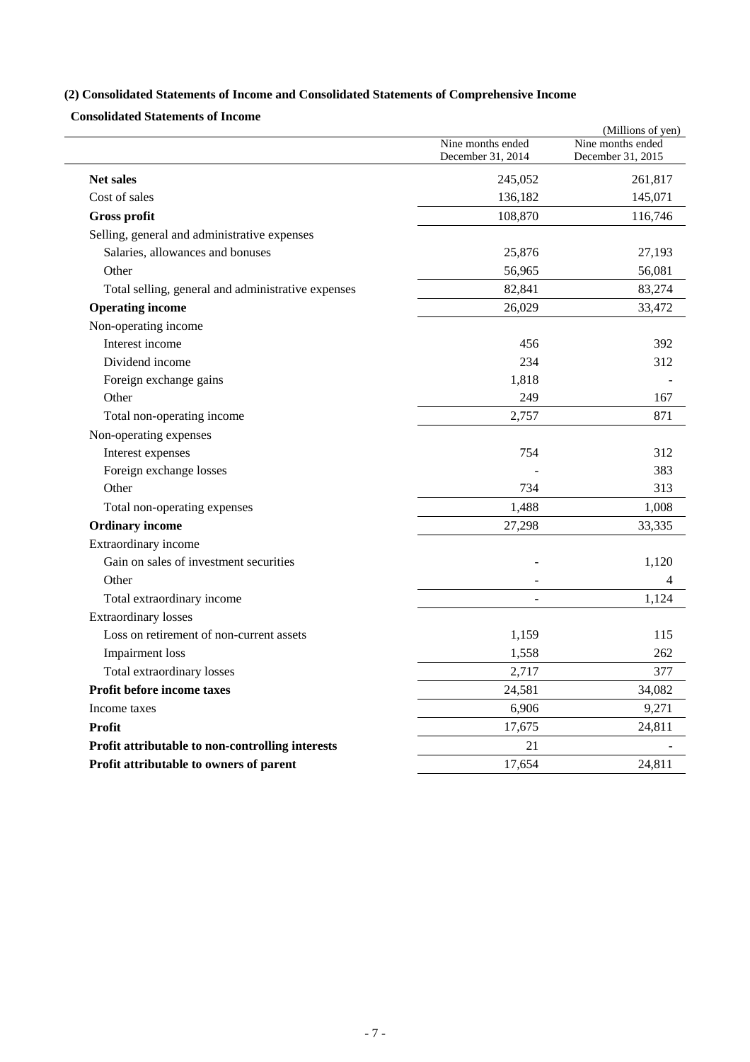### (2) Consolidated Statements of Income and Consolidated Statements of Comprehensive Income

**Consolidated Statements of Income**

(Millions of yen)

| | Nine months ended December 31, 2014 | Nine months ended December 31, 2015 |
|---|---|---|
| **Net sales** | 245,052 | 261,817 |
| Cost of sales | 136,182 | 145,071 |
| **Gross profit** | 108,870 | 116,746 |
| Selling, general and administrative expenses | | |
| Salaries, allowances and bonuses | 25,876 | 27,193 |
| Other | 56,965 | 56,081 |
| Total selling, general and administrative expenses | 82,841 | 83,274 |
| **Operating income** | 26,029 | 33,472 |
| Non-operating income | | |
| Interest income | 456 | 392 |
| Dividend income | 234 | 312 |
| Foreign exchange gains | 1,818 | - |
| Other | 249 | 167 |
| Total non-operating income | 2,757 | 871 |
| Non-operating expenses | | |
| Interest expenses | 754 | 312 |
| Foreign exchange losses | - | 383 |
| Other | 734 | 313 |
| Total non-operating expenses | 1,488 | 1,008 |
| **Ordinary income** | 27,298 | 33,335 |
| Extraordinary income | | |
| Gain on sales of investment securities | - | 1,120 |
| Other | - | 4 |
| Total extraordinary income | - | 1,124 |
| Extraordinary losses | | |
| Loss on retirement of non-current assets | 1,159 | 115 |
| Impairment loss | 1,558 | 262 |
| Total extraordinary losses | 2,717 | 377 |
| **Profit before income taxes** | 24,581 | 34,082 |
| Income taxes | 6,906 | 9,271 |
| **Profit** | 17,675 | 24,811 |
| **Profit attributable to non-controlling interests** | 21 | - |
| **Profit attributable to owners of parent** | 17,654 | 24,811 |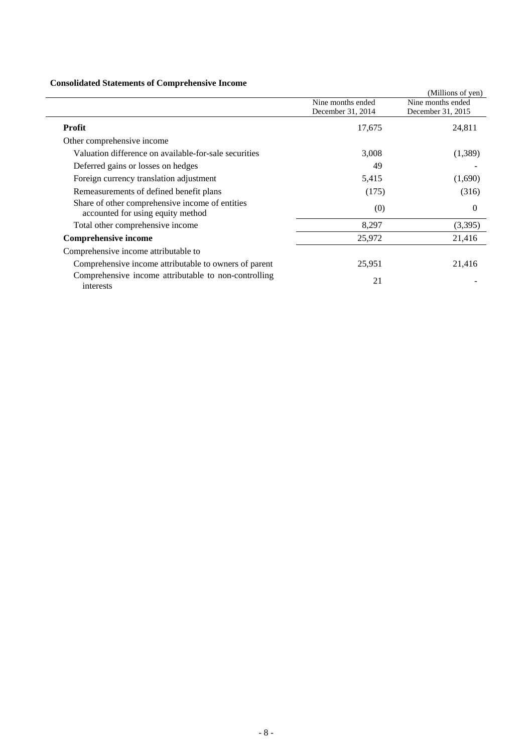**Consolidated Statements of Comprehensive Income**

(Millions of yen)

| | Nine months ended December 31, 2014 | Nine months ended December 31, 2015 |
|---|---|---|
| **Profit** | 17,675 | 24,811 |
| Other comprehensive income | | |
| Valuation difference on available-for-sale securities | 3,008 | (1,389) |
| Deferred gains or losses on hedges | 49 | - |
| Foreign currency translation adjustment | 5,415 | (1,690) |
| Remeasurements of defined benefit plans | (175) | (316) |
| Share of other comprehensive income of entities accounted for using equity method | (0) | 0 |
| Total other comprehensive income | 8,297 | (3,395) |
| **Comprehensive income** | 25,972 | 21,416 |
| Comprehensive income attributable to | | |
| Comprehensive income attributable to owners of parent | 25,951 | 21,416 |
| Comprehensive income attributable to non-controlling interests | 21 | - |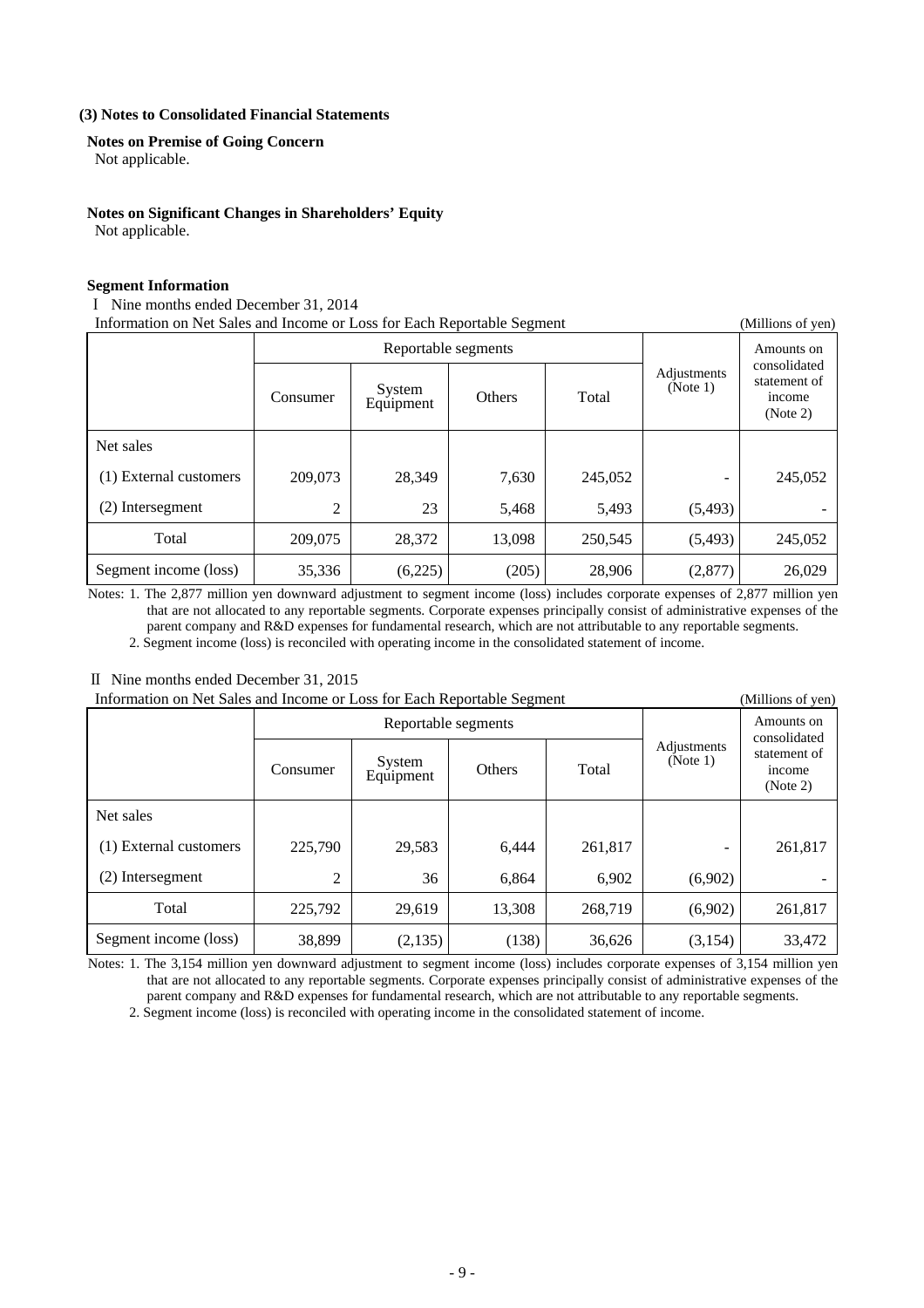### (3) Notes to Consolidated Financial Statements

**Notes on Premise of Going Concern**

Not applicable.

**Notes on Significant Changes in Shareholders' Equity**

Not applicable.

**Segment Information**

Ⅰ Nine months ended December 31, 2014

Information on Net Sales and Income or Loss for Each Reportable Segment (Millions of yen)

| | Reportable segments | | | | Adjustments (Note 1) | Amounts on consolidated statement of income (Note 2) |
|---|---|---|---|---|---|---|
| | Consumer | System Equipment | Others | Total | | |
| Net sales | | | | | | |
| (1) External customers | 209,073 | 28,349 | 7,630 | 245,052 | - | 245,052 |
| (2) Intersegment | 2 | 23 | 5,468 | 5,493 | (5,493) | - |
| Total | 209,075 | 28,372 | 13,098 | 250,545 | (5,493) | 245,052 |
| Segment income (loss) | 35,336 | (6,225) | (205) | 28,906 | (2,877) | 26,029 |

Notes: 1. The 2,877 million yen downward adjustment to segment income (loss) includes corporate expenses of 2,877 million yen that are not allocated to any reportable segments. Corporate expenses principally consist of administrative expenses of the parent company and R&D expenses for fundamental research, which are not attributable to any reportable segments.

2. Segment income (loss) is reconciled with operating income in the consolidated statement of income.

Ⅱ Nine months ended December 31, 2015

Information on Net Sales and Income or Loss for Each Reportable Segment (Millions of yen)

| | Reportable segments | | | | Adjustments (Note 1) | Amounts on consolidated statement of income (Note 2) |
|---|---|---|---|---|---|---|
| | Consumer | System Equipment | Others | Total | | |
| Net sales | | | | | | |
| (1) External customers | 225,790 | 29,583 | 6,444 | 261,817 | - | 261,817 |
| (2) Intersegment | 2 | 36 | 6,864 | 6,902 | (6,902) | - |
| Total | 225,792 | 29,619 | 13,308 | 268,719 | (6,902) | 261,817 |
| Segment income (loss) | 38,899 | (2,135) | (138) | 36,626 | (3,154) | 33,472 |

Notes: 1. The 3,154 million yen downward adjustment to segment income (loss) includes corporate expenses of 3,154 million yen that are not allocated to any reportable segments. Corporate expenses principally consist of administrative expenses of the parent company and R&D expenses for fundamental research, which are not attributable to any reportable segments.

2. Segment income (loss) is reconciled with operating income in the consolidated statement of income.